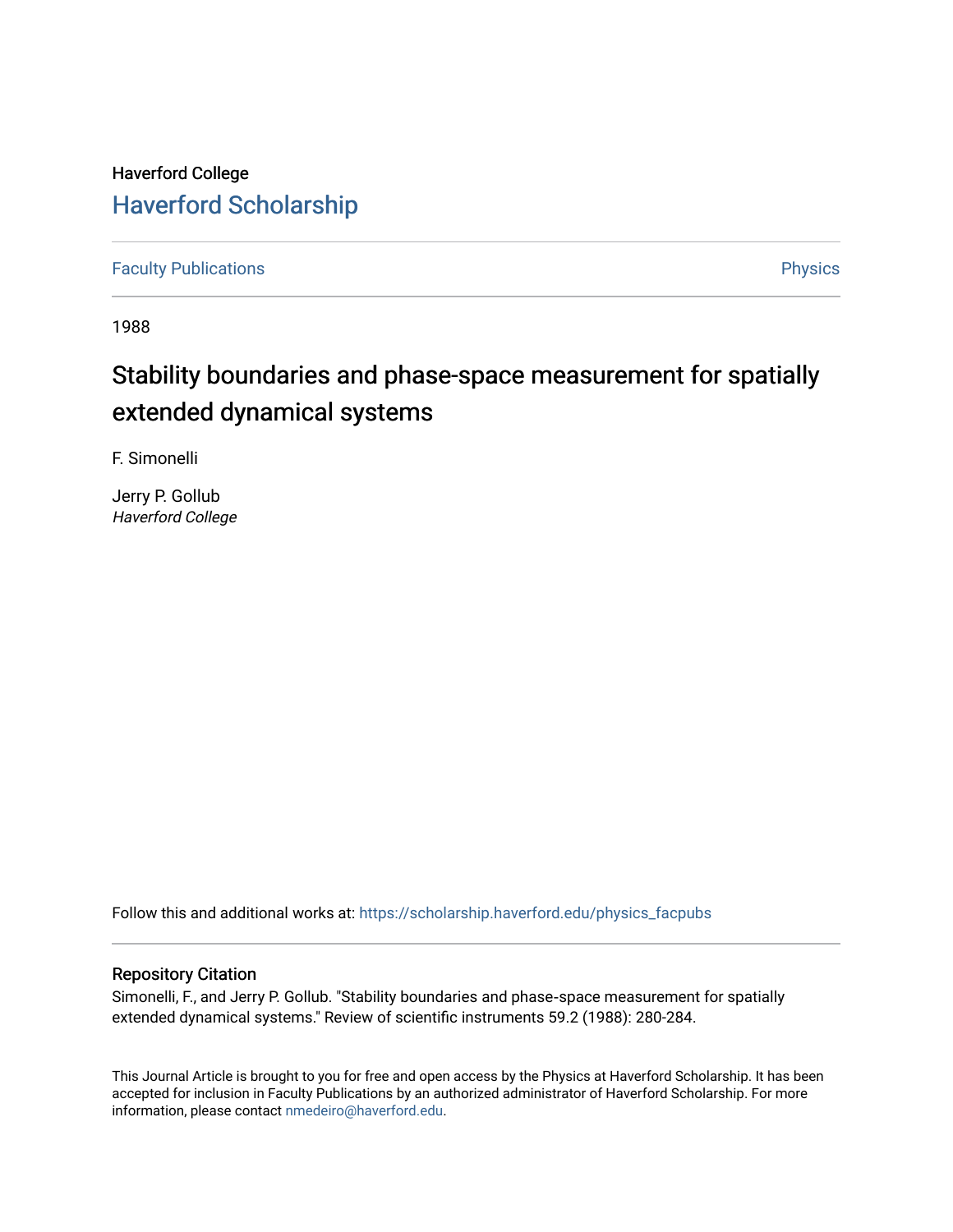Haverford College

# Haverford Scholarship

Faculty Publications

Physics

1988

## Stability boundaries and phase-space measurement for spatially extended dynamical systems

F. Simonelli

Jerry P. Gollub
*Haverford College*

Follow this and additional works at: https://scholarship.haverford.edu/physics_facpubs

### Repository Citation

Simonelli, F., and Jerry P. Gollub. "Stability boundaries and phase-space measurement for spatially extended dynamical systems." Review of scientific instruments 59.2 (1988): 280-284.

This Journal Article is brought to you for free and open access by the Physics at Haverford Scholarship. It has been accepted for inclusion in Faculty Publications by an authorized administrator of Haverford Scholarship. For more information, please contact nmedeiro@haverford.edu.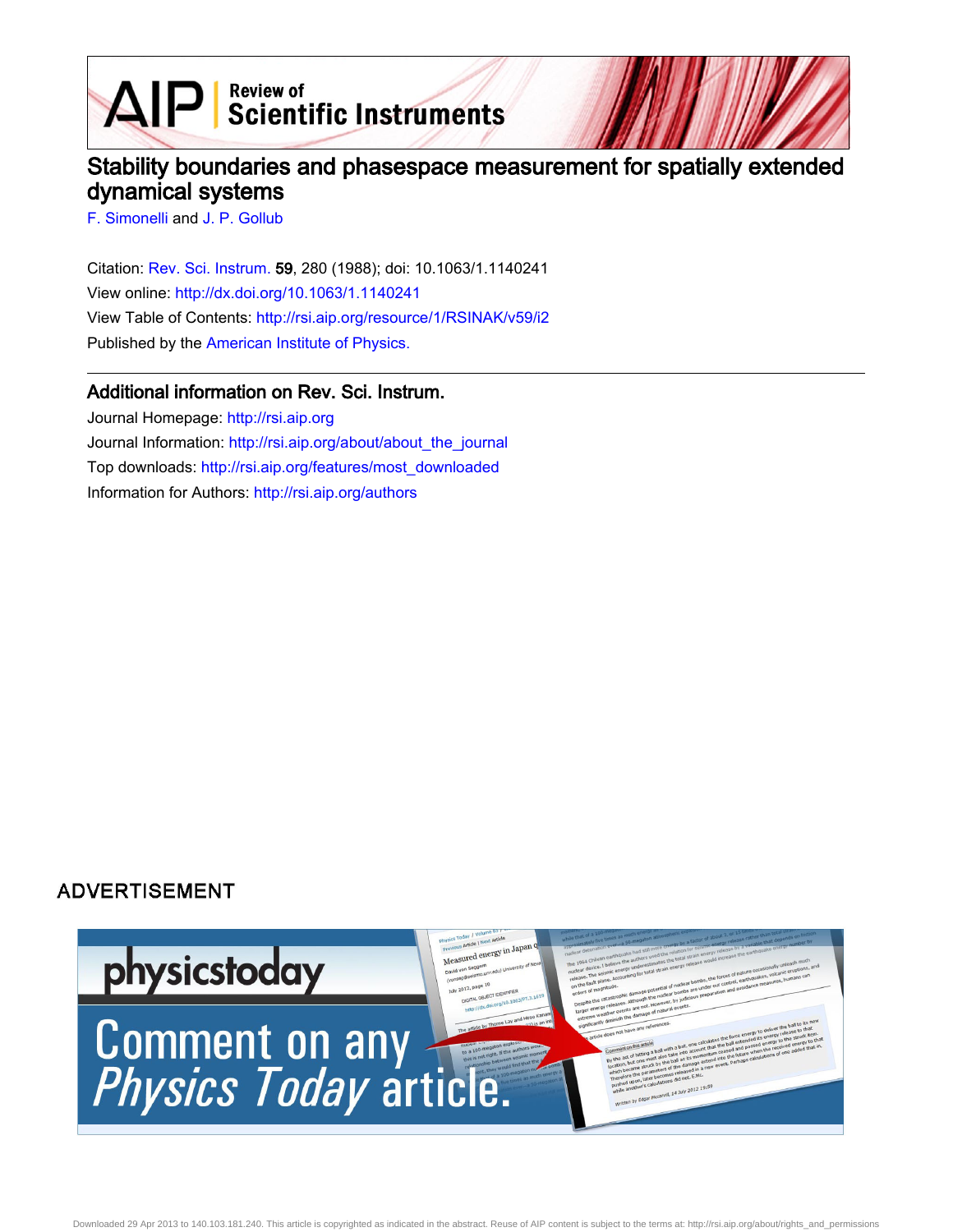# Stability boundaries and phasespace measurement for spatially extended dynamical systems

F. Simonelli and J. P. Gollub

Citation: Rev. Sci. Instrum. **59**, 280 (1988); doi: 10.1063/1.1140241

View online: http://dx.doi.org/10.1063/1.1140241

View Table of Contents: http://rsi.aip.org/resource/1/RSINAK/v59/i2

Published by the American Institute of Physics.

## Additional information on Rev. Sci. Instrum.

Journal Homepage: http://rsi.aip.org

Journal Information: http://rsi.aip.org/about/about_the_journal

Top downloads: http://rsi.aip.org/features/most_downloaded

Information for Authors: http://rsi.aip.org/authors

ADVERTISEMENT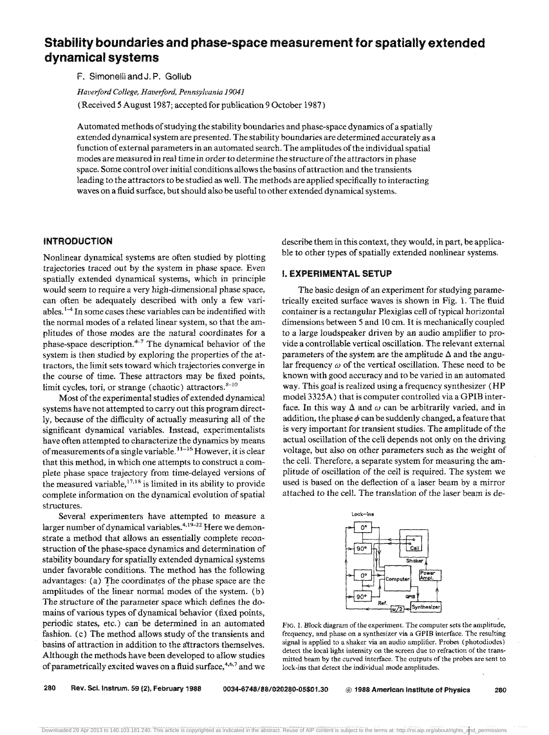# Stability boundaries and phase-space measurement for spatially extended dynamical systems

F. Simonelli and J. P. Gollub

*Haverford College, Haverford, Pennsylvania 19041*

(Received 5 August 1987; accepted for publication 9 October 1987)

Automated methods of studying the stability boundaries and phase-space dynamics of a spatially extended dynamical system are presented. The stability boundaries are determined accurately as a function of external parameters in an automated search. The amplitudes of the individual spatial modes are measured in real time in order to determine the structure of the attractors in phase space. Some control over initial conditions allows the basins of attraction and the transients leading to the attractors to be studied as well. The methods are applied specifically to interacting waves on a fluid surface, but should also be useful to other extended dynamical systems.

## INTRODUCTION

Nonlinear dynamical systems are often studied by plotting trajectories traced out by the system in phase space. Even spatially extended dynamical systems, which in principle would seem to require a very high-dimensional phase space, can often be adequately described with only a few variables.[1-4] In some cases these variables can be indentified with the normal modes of a related linear system, so that the amplitudes of those modes are the natural coordinates for a phase-space description.[4-7] The dynamical behavior of the system is then studied by exploring the properties of the attractors, the limit sets toward which trajectories converge in the course of time. These attractors may be fixed points, limit cycles, tori, or strange (chaotic) attractors.[8-10]

Most of the experimental studies of extended dynamical systems have not attempted to carry out this program directly, because of the difficulty of actually measuring all of the significant dynamical variables. Instead, experimentalists have often attempted to characterize the dynamics by means of measurements of a single variable.[11-16] However, it is clear that this method, in which one attempts to construct a complete phase space trajectory from time-delayed versions of the measured variable,[17,18] is limited in its ability to provide complete information on the dynamical evolution of spatial structures.

Several experimenters have attempted to measure a larger number of dynamical variables.[4,19-22] Here we demonstrate a method that allows an essentially complete reconstruction of the phase-space dynamics and determination of stability boundary for spatially extended dynamical systems under favorable conditions. The method has the following advantages: (a) The coordinates of the phase space are the amplitudes of the linear normal modes of the system. (b) The structure of the parameter space which defines the domains of various types of dynamical behavior (fixed points, periodic states, etc.) can be determined in an automated fashion. (c) The method allows study of the transients and basins of attraction in addition to the attractors themselves. Although the methods have been developed to allow studies of parametrically excited waves on a fluid surface,[4,6,7] and we describe them in this context, they would, in part, be applicable to other types of spatially extended nonlinear systems.

## I. EXPERIMENTAL SETUP

The basic design of an experiment for studying parametrically excited surface waves is shown in Fig. 1. The fluid container is a rectangular Plexiglas cell of typical horizontal dimensions between 5 and 10 cm. It is mechanically coupled to a large loudspeaker driven by an audio amplifier to provide a controllable vertical oscillation. The relevant external parameters of the system are the amplitude $\Delta$ and the angular frequency $\omega$ of the vertical oscillation. These need to be known with good accuracy and to be varied in an automated way. This goal is realized using a frequency synthesizer (HP model 3325A) that is computer controlled via a GPIB interface. In this way $\Delta$ and $\omega$ can be arbitrarily varied, and in addition, the phase $\phi$ can be suddenly changed, a feature that is very important for transient studies. The amplitude of the actual oscillation of the cell depends not only on the driving voltage, but also on other parameters such as the weight of the cell. Therefore, a separate system for measuring the amplitude of oscillation of the cell is required. The system we used is based on the deflection of a laser beam by a mirror attached to the cell. The translation of the laser beam is de-

FIG. 1. Block diagram of the experiment. The computer sets the amplitude, frequency, and phase on a synthesizer via a GPIB interface. The resulting signal is applied to a shaker via an audio amplifier. Probes (photodiodes) detect the local light intensity on the screen due to refraction of the transmitted beam by the curved interface. The outputs of the probes are sent to lock-ins that detect the individual mode amplitudes.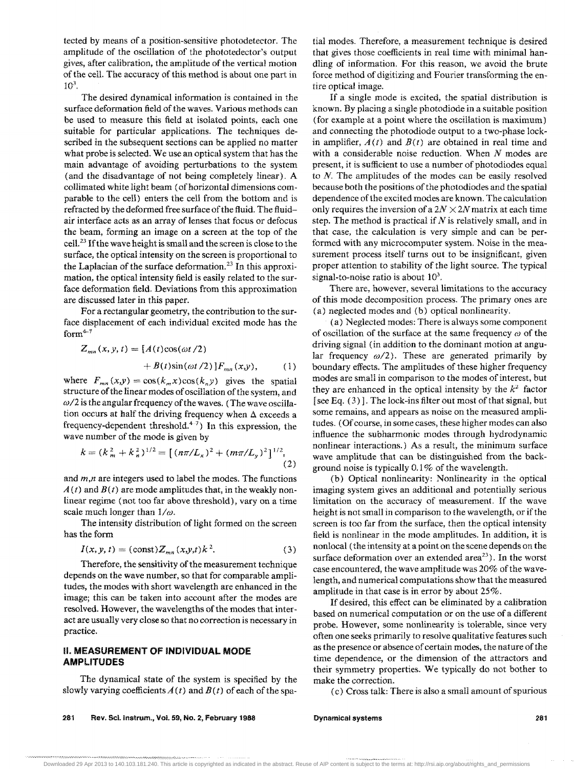tected by means of a position-sensitive photodetector. The amplitude of the oscillation of the phototedector's output gives, after calibration, the amplitude of the vertical motion of the cell. The accuracy of this method is about one part in $10^3$.

The desired dynamical information is contained in the surface deformation field of the waves. Various methods can be used to measure this field at isolated points, each one suitable for particular applications. The techniques described in the subsequent sections can be applied no matter what probe is selected. We use an optical system that has the main advantage of avoiding perturbations to the system (and the disadvantage of not being completely linear). A collimated white light beam (of horizontal dimensions comparable to the cell) enters the cell from the bottom and is refracted by the deformed free surface of the fluid. The fluid–air interface acts as an array of lenses that focus or defocus the beam, forming an image on a screen at the top of the cell.[23] If the wave height is small and the screen is close to the surface, the optical intensity on the screen is proportional to the Laplacian of the surface deformation.[23] In this approximation, the optical intensity field is easily related to the surface deformation field. Deviations from this approximation are discussed later in this paper.

For a rectangular geometry, the contribution to the surface displacement of each individual excited mode has the form[4-7]

$$Z_{mn}(x,y,t) = [A(t)\cos(\omega t/2) + B(t)\sin(\omega t/2)]F_{mn}(x,y), \quad (1)$$

where $F_{mn}(x,y) = \cos(k_m x)\cos(k_n y)$ gives the spatial structure of the linear modes of oscillation of the system, and $\omega/2$ is the angular frequency of the waves. (The wave oscillation occurs at half the driving frequency when $\Delta$ exceeds a frequency-dependent threshold.[4-7]) In this expression, the wave number of the mode is given by

$$k = (k_m^2 + k_n^2)^{1/2} = [(n\pi/L_x)^2 + (m\pi/L_y)^2]^{1/2}, \quad (2)$$

and $m,n$ are integers used to label the modes. The functions $A(t)$ and $B(t)$ are mode amplitudes that, in the weakly nonlinear regime (not too far above threshold), vary on a time scale much longer than $1/\omega$.

The intensity distribution of light formed on the screen has the form

$$I(x,y,t) = (\text{const})Z_{mn}(x,y,t)k^2. \quad (3)$$

Therefore, the sensitivity of the measurement technique depends on the wave number, so that for comparable amplitudes, the modes with short wavelength are enhanced in the image; this can be taken into account after the modes are resolved. However, the wavelengths of the modes that interact are usually very close so that no correction is necessary in practice.

## II. MEASUREMENT OF INDIVIDUAL MODE AMPLITUDES

The dynamical state of the system is specified by the slowly varying coefficients $A(t)$ and $B(t)$ of each of the spatial modes. Therefore, a measurement technique is desired that gives those coefficients in real time with minimal handling of information. For this reason, we avoid the brute force method of digitizing and Fourier transforming the entire optical image.

If a single mode is excited, the spatial distribution is known. By placing a single photodiode in a suitable position (for example at a point where the oscillation is maximum) and connecting the photodiode output to a two-phase lock-in amplifier, $A(t)$ and $B(t)$ are obtained in real time and with a considerable noise reduction. When $N$ modes are present, it is sufficient to use a number of photodiodes equal to $N$. The amplitudes of the modes can be easily resolved because both the positions of the photodiodes and the spatial dependence of the excited modes are known. The calculation only requires the inversion of a $2N \times 2N$ matrix at each time step. The method is practical if $N$ is relatively small, and in that case, the calculation is very simple and can be performed with any microcomputer system. Noise in the measurement process itself turns out to be insignificant, given proper attention to stability of the light source. The typical signal-to-noise ratio is about $10^3$.

There are, however, several limitations to the accuracy of this mode decomposition process. The primary ones are (a) neglected modes and (b) optical nonlinearity.

(a) Neglected modes: There is always some component of oscillation of the surface at the same frequency $\omega$ of the driving signal (in addition to the dominant motion at angular frequency $\omega/2$). These are generated primarily by boundary effects. The amplitudes of these higher frequency modes are small in comparison to the modes of interest, but they are enhanced in the optical intensity by the $k^2$ factor [see Eq. (3)]. The lock-ins filter out most of that signal, but some remains, and appears as noise on the measured amplitudes. (Of course, in some cases, these higher modes can also influence the subharmonic modes through hydrodynamic nonlinear interactions.) As a result, the minimum surface wave amplitude that can be distinguished from the background noise is typically 0.1% of the wavelength.

(b) Optical nonlinearity: Nonlinearity in the optical imaging system gives an additional and potentially serious limitation on the accuracy of measurement. If the wave height is not small in comparison to the wavelength, or if the screen is too far from the surface, then the optical intensity field is nonlinear in the mode amplitudes. In addition, it is nonlocal (the intensity at a point on the scene depends on the surface deformation over an extended area[23]). In the worst case encountered, the wave amplitude was 20% of the wavelength, and numerical computations show that the measured amplitude in that case is in error by about 25%.

If desired, this effect can be eliminated by a calibration based on numerical computation or on the use of a different probe. However, some nonlinearity is tolerable, since very often one seeks primarily to resolve qualitative features such as the presence or absence of certain modes, the nature of the time dependence, or the dimension of the attractors and their symmetry properties. We typically do not bother to make the correction.

(c) Cross talk: There is also a small amount of spurious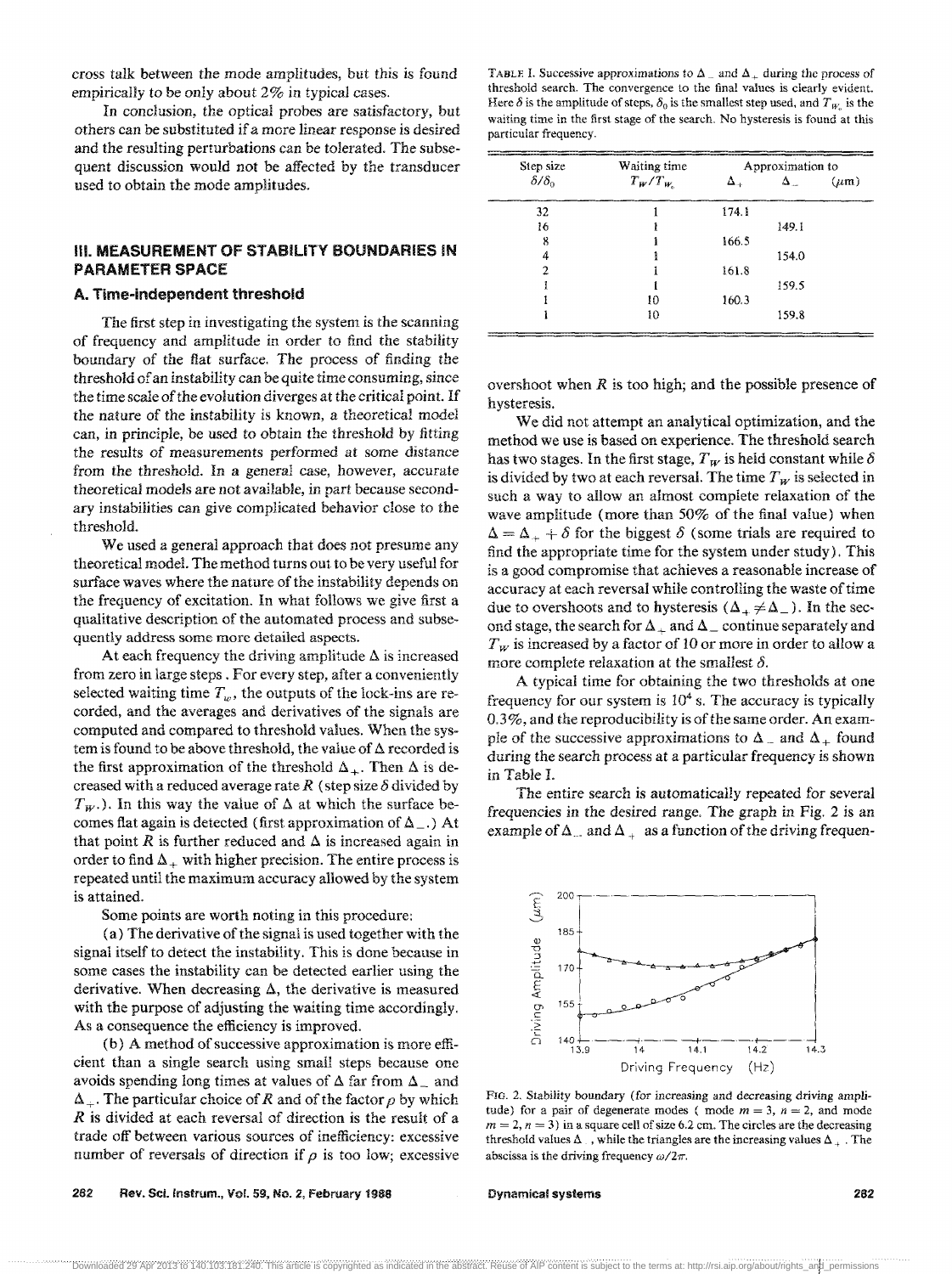cross talk between the mode amplitudes, but this is found empirically to be only about 2% in typical cases.

In conclusion, the optical probes are satisfactory, but others can be substituted if a more linear response is desired and the resulting perturbations can be tolerated. The subsequent discussion would not be affected by the transducer used to obtain the mode amplitudes.

## III. MEASUREMENT OF STABILITY BOUNDARIES IN PARAMETER SPACE

### A. Time-independent threshold

The first step in investigating the system is the scanning of frequency and amplitude in order to find the stability boundary of the flat surface. The process of finding the threshold of an instability can be quite time consuming, since the time scale of the evolution diverges at the critical point. If the nature of the instability is known, a theoretical model can, in principle, be used to obtain the threshold by fitting the results of measurements performed at some distance from the threshold. In a general case, however, accurate theoretical models are not available, in part because secondary instabilities can give complicated behavior close to the threshold.

We used a general approach that does not presume any theoretical model. The method turns out to be very useful for surface waves where the nature of the instability depends on the frequency of excitation. In what follows we give first a qualitative description of the automated process and subsequently address some more detailed aspects.

At each frequency the driving amplitude $\Delta$ is increased from zero in large steps. For every step, after a conveniently selected waiting time $T_w$, the outputs of the lock-ins are recorded, and the averages and derivatives of the signals are computed and compared to threshold values. When the system is found to be above threshold, the value of $\Delta$ recorded is the first approximation of the threshold $\Delta_+$. Then $\Delta$ is decreased with a reduced average rate $R$ (step size $\delta$ divided by $T_W$.). In this way the value of $\Delta$ at which the surface becomes flat again is detected (first approximation of $\Delta_-$.) At that point $R$ is further reduced and $\Delta$ is increased again in order to find $\Delta_+$ with higher precision. The entire process is repeated until the maximum accuracy allowed by the system is attained.

Some points are worth noting in this procedure:

(a) The derivative of the signal is used together with the signal itself to detect the instability. This is done because in some cases the instability can be detected earlier using the derivative. When decreasing $\Delta$, the derivative is measured with the purpose of adjusting the waiting time accordingly. As a consequence the efficiency is improved.

(b) A method of successive approximation is more efficient than a single search using small steps because one avoids spending long times at values of $\Delta$ far from $\Delta_-$ and $\Delta_+$. The particular choice of $R$ and of the factor $\rho$ by which $R$ is divided at each reversal of direction is the result of a trade off between various sources of inefficiency: excessive number of reversals of direction if $\rho$ is too low; excessive overshoot when $R$ is too high; and the possible presence of hysteresis.

We did not attempt an analytical optimization, and the method we use is based on experience. The threshold search has two stages. In the first stage, $T_W$ is held constant while $\delta$ is divided by two at each reversal. The time $T_W$ is selected in such a way to allow an almost complete relaxation of the wave amplitude (more than 50% of the final value) when $\Delta = \Delta_+ + \delta$ for the biggest $\delta$ (some trials are required to find the appropriate time for the system under study). This is a good compromise that achieves a reasonable increase of accuracy at each reversal while controlling the waste of time due to overshoots and to hysteresis ($\Delta_+ \neq \Delta_-$). In the second stage, the search for $\Delta_+$ and $\Delta_-$ continue separately and $T_W$ is increased by a factor of 10 or more in order to allow a more complete relaxation at the smallest $\delta$.

A typical time for obtaining the two thresholds at one frequency for our system is $10^4$ s. The accuracy is typically 0.3%, and the reproducibility is of the same order. An example of the successive approximations to $\Delta_-$ and $\Delta_+$ found during the search process at a particular frequency is shown in Table I.

TABLE I. Successive approximations to $\Delta_-$ and $\Delta_+$ during the process of threshold search. The convergence to the final values is clearly evident. Here $\delta$ is the amplitude of steps, $\delta_0$ is the smallest step used, and $T_{W_0}$ is the waiting time in the first stage of the search. No hysteresis is found at this particular frequency.

| Step size $\delta/\delta_0$ | Waiting time $T_W/T_{W_0}$ | Approximation to $\Delta_+$ | $\Delta_-$ ($\mu$m) |
|---|---|---|---|
| 32 | 1 | 174.1 | |
| 16 | 1 | | 149.1 |
| 8 | 1 | 166.5 | |
| 4 | 1 | | 154.0 |
| 2 | 1 | 161.8 | |
| 1 | 1 | | 159.5 |
| 1 | 10 | 160.3 | |
| 1 | 10 | | 159.8 |

The entire search is automatically repeated for several frequencies in the desired range. The graph in Fig. 2 is an example of $\Delta_-$ and $\Delta_+$ as a function of the driving frequen-

FIG. 2. Stability boundary (for increasing and decreasing driving amplitude) for a pair of degenerate modes ( mode $m = 3$, $n = 2$, and mode $m = 2$, $n = 3$) in a square cell of size 6.2 cm. The circles are the decreasing threshold values $\Delta_-$, while the triangles are the increasing values $\Delta_+$. The abscissa is the driving frequency $\omega/2\pi$.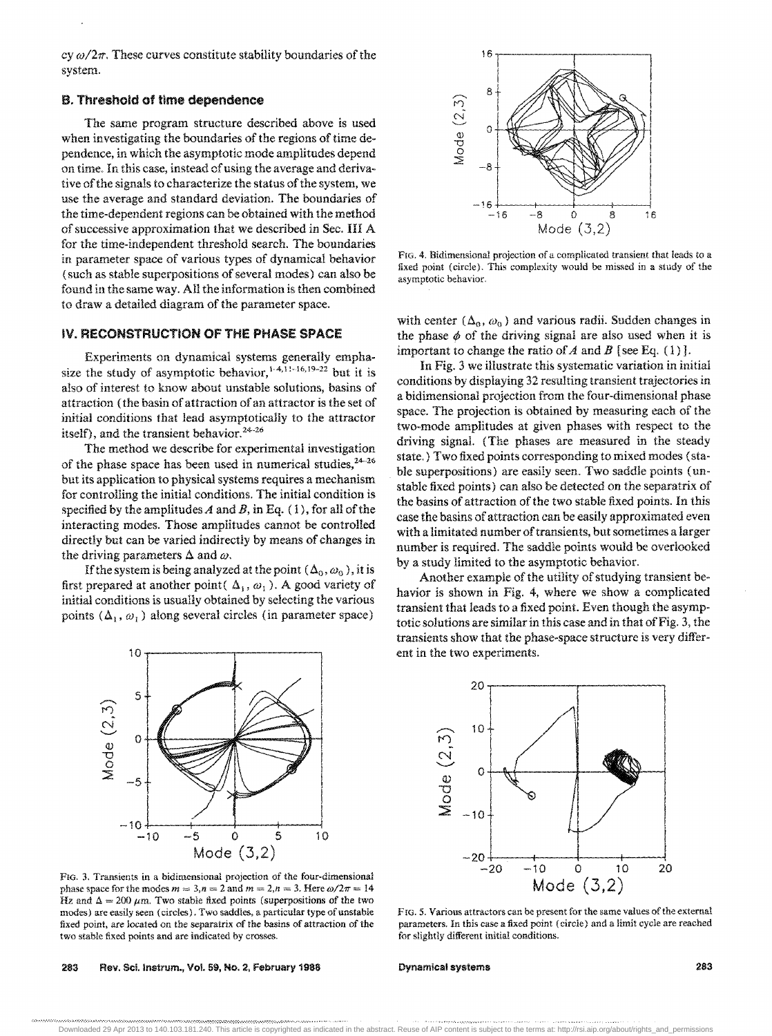cy $\omega/2\pi$. These curves constitute stability boundaries of the system.

### B. Threshold of time dependence

The same program structure described above is used when investigating the boundaries of the regions of time dependence, in which the asymptotic mode amplitudes depend on time. In this case, instead of using the average and derivative of the signals to characterize the status of the system, we use the average and standard deviation. The boundaries of the time-dependent regions can be obtained with the method of successive approximation that we described in Sec. III A for the time-independent threshold search. The boundaries in parameter space of various types of dynamical behavior (such as stable superpositions of several modes) can also be found in the same way. All the information is then combined to draw a detailed diagram of the parameter space.

## IV. RECONSTRUCTION OF THE PHASE SPACE

Experiments on dynamical systems generally emphasize the study of asymptotic behavior,[1-4,11-16,19-22] but it is also of interest to know about unstable solutions, basins of attraction (the basin of attraction of an attractor is the set of initial conditions that lead asymptotically to the attractor itself), and the transient behavior.[24-26]

The method we describe for experimental investigation of the phase space has been used in numerical studies,[24-26] but its application to physical systems requires a mechanism for controlling the initial conditions. The initial condition is specified by the amplitudes $A$ and $B$, in Eq. (1), for all of the interacting modes. Those amplitudes cannot be controlled directly but can be varied indirectly by means of changes in the driving parameters $\Delta$ and $\omega$.

If the system is being analyzed at the point $(\Delta_0, \omega_0)$, it is first prepared at another point $(\Delta_1, \omega_1)$. A good variety of initial conditions is usually obtained by selecting the various points $(\Delta_1, \omega_1)$ along several circles (in parameter space) with center $(\Delta_0, \omega_0)$ and various radii. Sudden changes in the phase $\phi$ of the driving signal are also used when it is important to change the ratio of $A$ and $B$ [see Eq. (1)].

FIG. 3. Transients in a bidimensional projection of the four-dimensional phase space for the modes $m = 3, n = 2$ and $m = 2, n = 3$. Here $\omega/2\pi = 14$ Hz and $\Delta = 200\ \mu$m. Two stable fixed points (superpositions of the two modes) are easily seen (circles). Two saddles, a particular type of unstable fixed point, are located on the separatrix of the basins of attraction of the two stable fixed points and are indicated by crosses.

FIG. 4. Bidimensional projection of a complicated transient that leads to a fixed point (circle). This complexity would be missed in a study of the asymptotic behavior.

In Fig. 3 we illustrate this systematic variation in initial conditions by displaying 32 resulting transient trajectories in a bidimensional projection from the four-dimensional phase space. The projection is obtained by measuring each of the two-mode amplitudes at given phases with respect to the driving signal. (The phases are measured in the steady state.) Two fixed points corresponding to mixed modes (stable superpositions) are easily seen. Two saddle points (unstable fixed points) can also be detected on the separatrix of the basins of attraction of the two stable fixed points. In this case the basins of attraction can be easily approximated even with a limitated number of transients, but sometimes a larger number is required. The saddle points would be overlooked by a study limited to the asymptotic behavior.

Another example of the utility of studying transient behavior is shown in Fig. 4, where we show a complicated transient that leads to a fixed point. Even though the asymptotic solutions are similar in this case and in that of Fig. 3, the transients show that the phase-space structure is very different in the two experiments.

FIG. 5. Various attractors can be present for the same values of the external parameters. In this case a fixed point (circle) and a limit cycle are reached for slightly different initial conditions.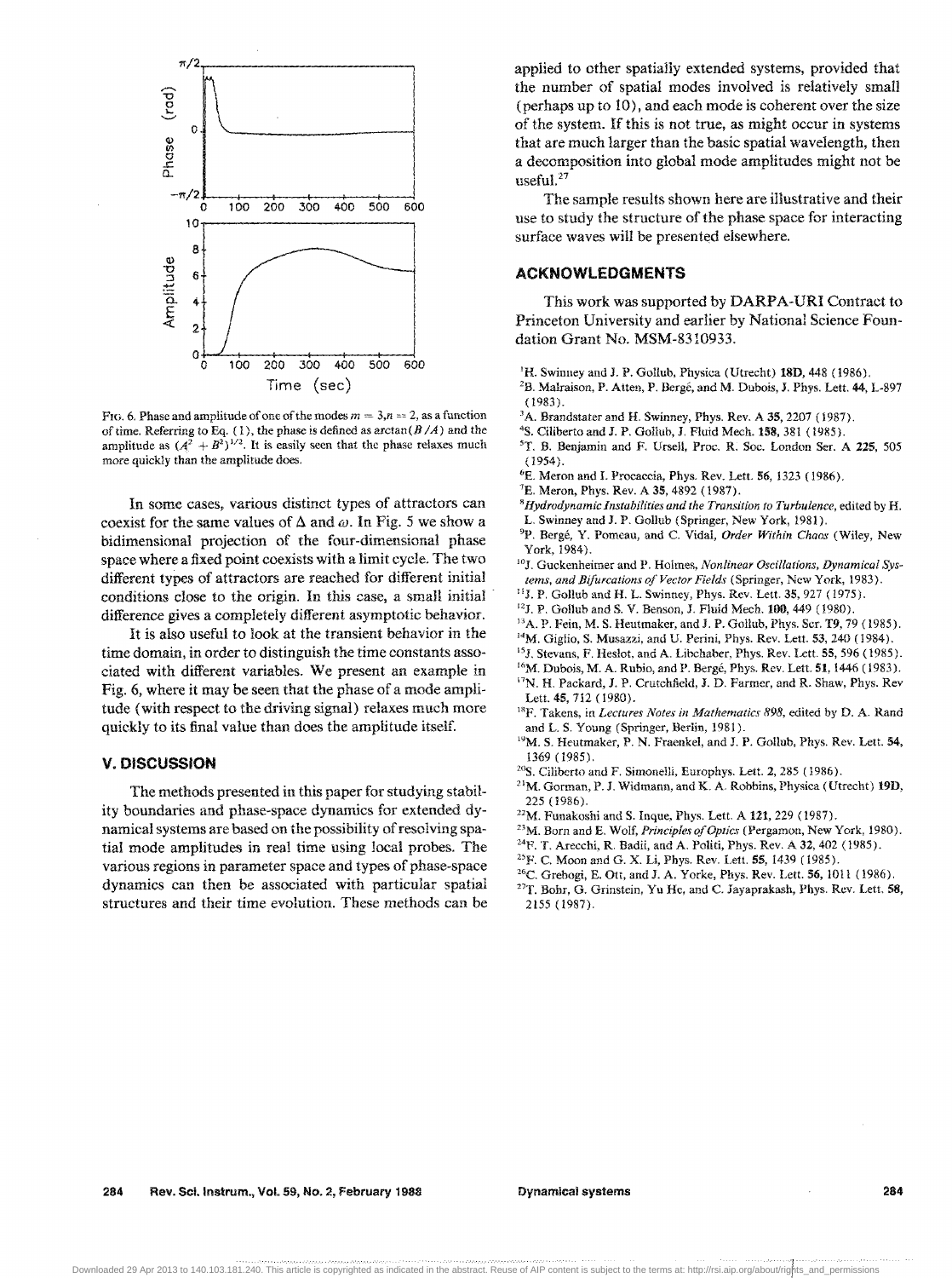π/2

0

−π/2

Phase (rad)

0 100 200 300 400 500 600

10

8

6

4

2

0

Amplitude

0 100 200 300 400 500 600

Time (sec)

FIG. 6. Phase and amplitude of one of the modes $m = 3, n = 2$, as a function of time. Referring to Eq. (1), the phase is defined as $\arctan(B/A)$ and the amplitude as $(A^2 + B^2)^{1/2}$. It is easily seen that the phase relaxes much more quickly than the amplitude does.

In some cases, various distinct types of attractors can coexist for the same values of $\Delta$ and $\omega$. In Fig. 5 we show a bidimensional projection of the four-dimensional phase space where a fixed point coexists with a limit cycle. The two different types of attractors are reached for different initial conditions close to the origin. In this case, a small initial difference gives a completely different asymptotic behavior.

It is also useful to look at the transient behavior in the time domain, in order to distinguish the time constants associated with different variables. We present an example in Fig. 6, where it may be seen that the phase of a mode amplitude (with respect to the driving signal) relaxes much more quickly to its final value than does the amplitude itself.

## V. DISCUSSION

The methods presented in this paper for studying stability boundaries and phase-space dynamics for extended dynamical systems are based on the possibility of resolving spatial mode amplitudes in real time using local probes. The various regions in parameter space and types of phase-space dynamics can then be associated with particular spatial structures and their time evolution. These methods can be applied to other spatially extended systems, provided that the number of spatial modes involved is relatively small (perhaps up to 10), and each mode is coherent over the size of the system. If this is not true, as might occur in systems that are much larger than the basic spatial wavelength, then a decomposition into global mode amplitudes might not be useful.[27]

The sample results shown here are illustrative and their use to study the structure of the phase space for interacting surface waves will be presented elsewhere.

## ACKNOWLEDGMENTS

This work was supported by DARPA-URI Contract to Princeton University and earlier by National Science Foundation Grant No. MSM-8310933.

[1] H. Swinney and J. P. Gollub, Physica (Utrecht) **18D**, 448 (1986).
[2] B. Malraison, P. Atten, P. Bergé, and M. Dubois, J. Phys. Lett. **44**, L-897 (1983).
[3] A. Brandstater and H. Swinney, Phys. Rev. A **35**, 2207 (1987).
[4] S. Ciliberto and J. P. Gollub, J. Fluid Mech. **158**, 381 (1985).
[5] T. B. Benjamin and F. Ursell, Proc. R. Soc. London Ser. A **225**, 505 (1954).
[6] E. Meron and I. Procaccia, Phys. Rev. Lett. **56**, 1323 (1986).
[7] E. Meron, Phys. Rev. A **35**, 4892 (1987).
[8] *Hydrodynamic Instabilities and the Transition to Turbulence*, edited by H. L. Swinney and J. P. Gollub (Springer, New York, 1981).
[9] P. Bergé, Y. Pomeau, and C. Vidal, *Order Within Chaos* (Wiley, New York, 1984).
[10] J. Guckenheimer and P. Holmes, *Nonlinear Oscillations, Dynamical Systems, and Bifurcations of Vector Fields* (Springer, New York, 1983).
[11] J. P. Gollub and H. L. Swinney, Phys. Rev. Lett. **35**, 927 (1975).
[12] J. P. Gollub and S. V. Benson, J. Fluid Mech. **100**, 449 (1980).
[13] A. P. Fein, M. S. Heutmaker, and J. P. Gollub, Phys. Scr. **T9**, 79 (1985).
[14] M. Giglio, S. Musazzi, and U. Perini, Phys. Rev. Lett. **53**, 240 (1984).
[15] J. Stevans, F. Heslot, and A. Libchaber, Phys. Rev. Lett. **55**, 596 (1985).
[16] M. Dubois, M. A. Rubio, and P. Bergé, Phys. Rev. Lett. **51**, 1446 (1983).
[17] N. H. Packard, J. P. Crutchfield, J. D. Farmer, and R. Shaw, Phys. Rev Lett. **45**, 712 (1980).
[18] F. Takens, in *Lectures Notes in Mathematics 898*, edited by D. A. Rand and L. S. Young (Springer, Berlin, 1981).
[19] M. S. Heutmaker, P. N. Fraenkel, and J. P. Gollub, Phys. Rev. Lett. **54**, 1369 (1985).
[20] S. Ciliberto and F. Simonelli, Europhys. Lett. **2**, 285 (1986).
[21] M. Gorman, P. J. Widmann, and K. A. Robbins, Physica (Utrecht) **19D**, 225 (1986).
[22] M. Funakoshi and S. Inoue, Phys. Lett. A **121**, 229 (1987).
[23] M. Born and E. Wolf, *Principles of Optics* (Pergamon, New York, 1980).
[24] F. T. Arecchi, R. Badii, and A. Politi, Phys. Rev. A **32**, 402 (1985).
[25] F. C. Moon and G. X. Li, Phys. Rev. Lett. **55**, 1439 (1985).
[26] C. Grebogi, E. Ott, and J. A. Yorke, Phys. Rev. Lett. **56**, 1011 (1986).
[27] T. Bohr, G. Grinstein, Yu He, and C. Jayaprakash, Phys. Rev. Lett. **58**, 2155 (1987).